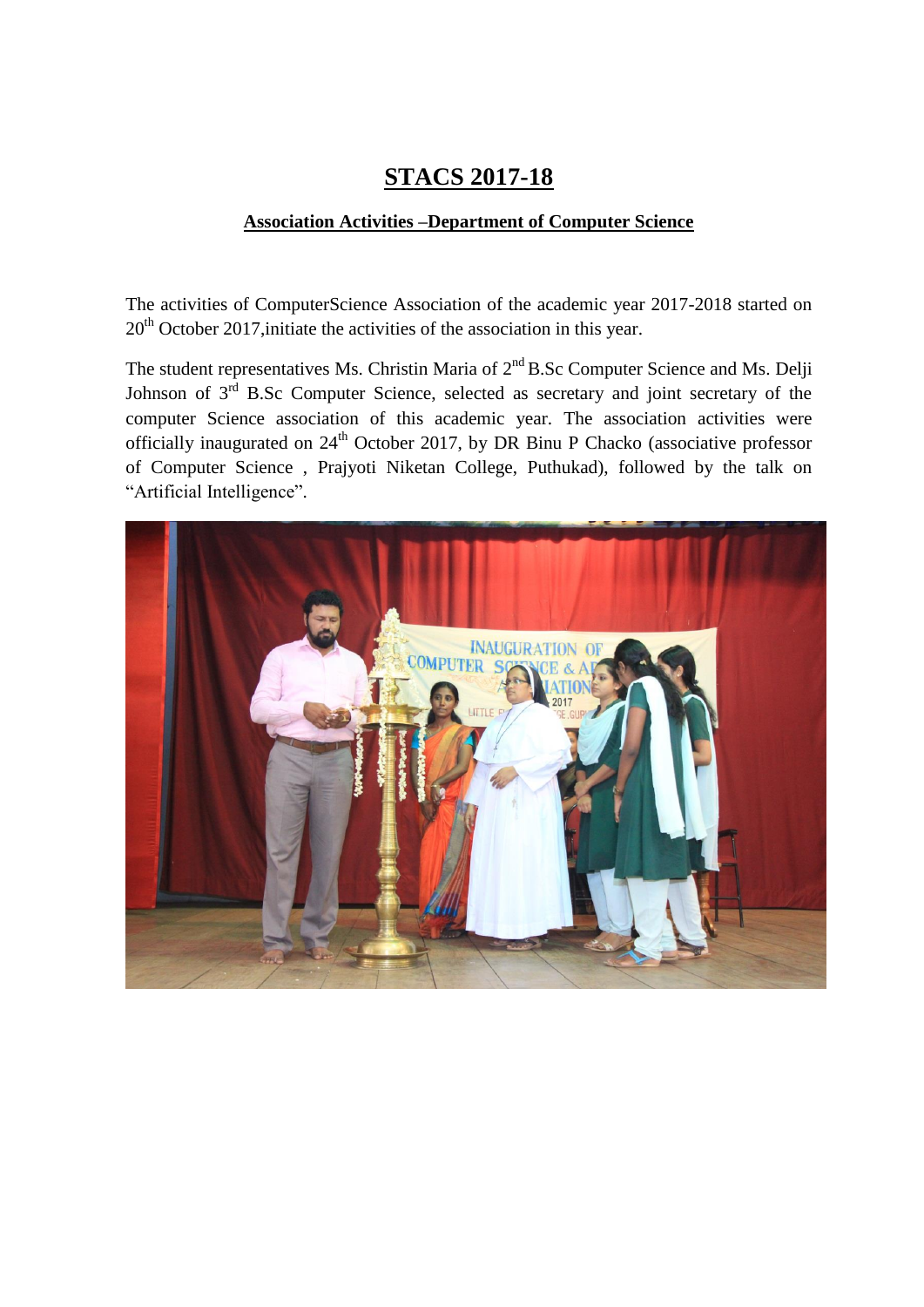# STACS 2017-18

## Association Activities –Department of Computer Science

The activities of ComputerScience Association of the academic year 2017-2018 started on 20th October 2017,initiate the activities of the association in this year.

The student representatives Ms. Christin Maria of 2nd B.Sc Computer Science and Ms. Delji Johnson of 3rd B.Sc Computer Science, selected as secretary and joint secretary of the computer Science association of this academic year. The association activities were officially inaugurated on 24th October 2017, by DR Binu P Chacko (associative professor of Computer Science , Prajyoti Niketan College, Puthukad), followed by the talk on "Artificial Intelligence".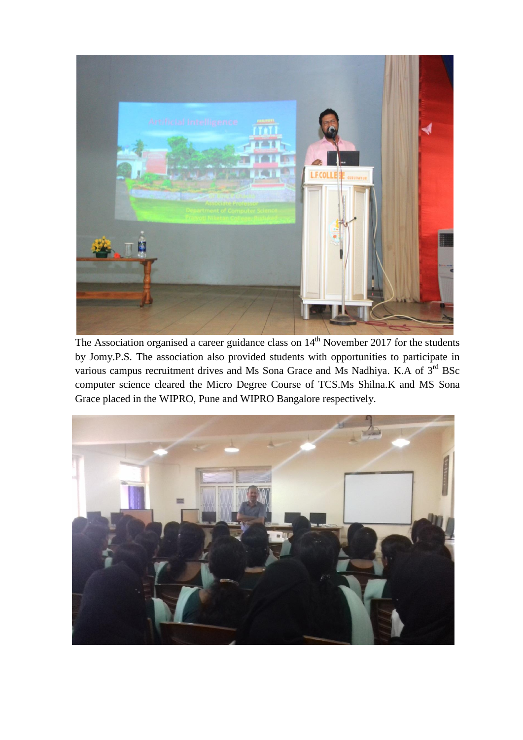The Association organised a career guidance class on 14th November 2017 for the students by Jomy.P.S. The association also provided students with opportunities to participate in various campus recruitment drives and Ms Sona Grace and Ms Nadhiya. K.A of 3rd BSc computer science cleared the Micro Degree Course of TCS.Ms Shilna.K and MS Sona Grace placed in the WIPRO, Pune and WIPRO Bangalore respectively.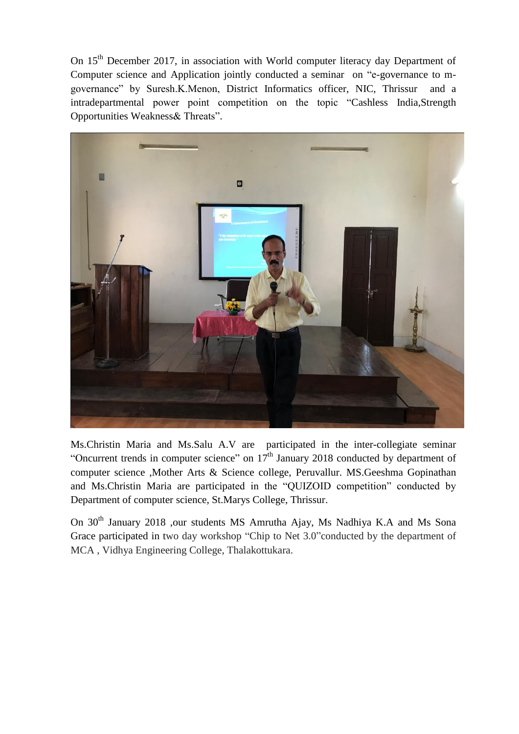On 15th December 2017, in association with World computer literacy day Department of Computer science and Application jointly conducted a seminar on "e-governance to m-governance" by Suresh.K.Menon, District Informatics officer, NIC, Thrissur and a intradepartmental power point competition on the topic "Cashless India,Strength Opportunities Weakness& Threats".

Ms.Christin Maria and Ms.Salu A.V are participated in the inter-collegiate seminar "Oncurrent trends in computer science" on 17th January 2018 conducted by department of computer science ,Mother Arts & Science college, Peruvallur. MS.Geeshma Gopinathan and Ms.Christin Maria are participated in the "QUIZOID competition" conducted by Department of computer science, St.Marys College, Thrissur.

On 30th January 2018 ,our students MS Amrutha Ajay, Ms Nadhiya K.A and Ms Sona Grace participated in two day workshop "Chip to Net 3.0"conducted by the department of MCA , Vidhya Engineering College, Thalakottukara.